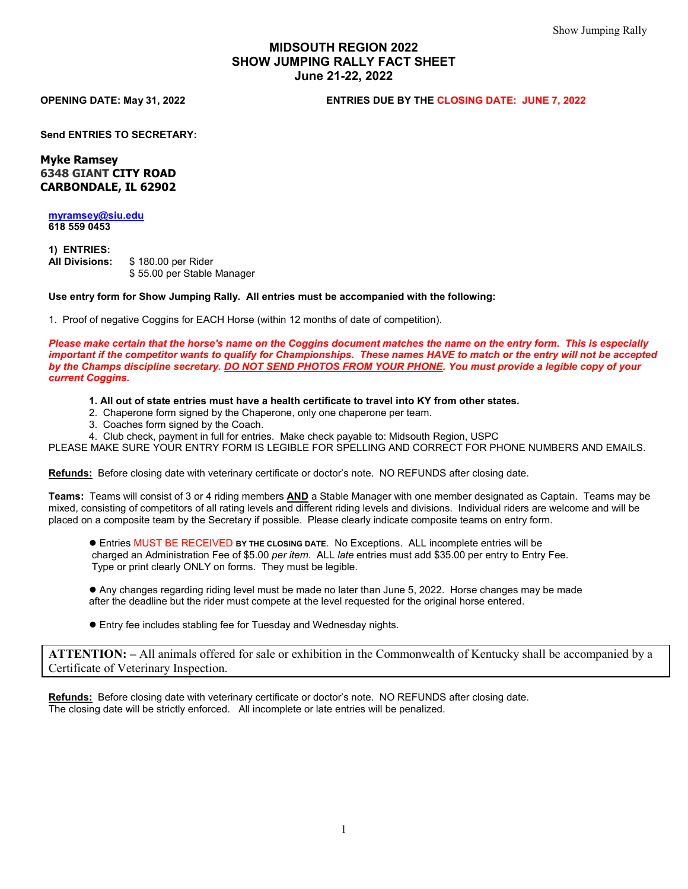# MIDSOUTH REGION 2022
# SHOW JUMPING RALLY FACT SHEET
# June 21-22, 2022

**OPENING DATE: May 31, 2022** **ENTRIES DUE BY THE CLOSING DATE: JUNE 7, 2022**

**Send ENTRIES TO SECRETARY:**

**Myke Ramsey**
**6348 GIANT CITY ROAD**
**CARBONDALE, IL 62902**

**myramsey@siu.edu**
**618 559 0453**

**1) ENTRIES:**
**All Divisions:** $ 180.00 per Rider
$ 55.00 per Stable Manager

**Use entry form for Show Jumping Rally. All entries must be accompanied with the following:**

1. Proof of negative Coggins for EACH Horse (within 12 months of date of competition).

***Please make certain that the horse's name on the Coggins document matches the name on the entry form. This is especially important if the competitor wants to qualify for Championships. These names HAVE to match or the entry will not be accepted by the Champs discipline secretary. DO NOT SEND PHOTOS FROM YOUR PHONE. You must provide a legible copy of your current Coggins.***

1. **All out of state entries must have a health certificate to travel into KY from other states.**
2. Chaperone form signed by the Chaperone, only one chaperone per team.
3. Coaches form signed by the Coach.
4. Club check, payment in full for entries. Make check payable to: Midsouth Region, USPC

PLEASE MAKE SURE YOUR ENTRY FORM IS LEGIBLE FOR SPELLING AND CORRECT FOR PHONE NUMBERS AND EMAILS.

**Refunds:** Before closing date with veterinary certificate or doctor's note. NO REFUNDS after closing date.

**Teams:** Teams will consist of 3 or 4 riding members **AND** a Stable Manager with one member designated as Captain. Teams may be mixed, consisting of competitors of all rating levels and different riding levels and divisions. Individual riders are welcome and will be placed on a composite team by the Secretary if possible. Please clearly indicate composite teams on entry form.

- Entries MUST BE RECEIVED **BY THE CLOSING DATE**. No Exceptions. ALL incomplete entries will be charged an Administration Fee of $5.00 *per item*. ALL *late* entries must add $35.00 per entry to Entry Fee. Type or print clearly ONLY on forms. They must be legible.
- Any changes regarding riding level must be made no later than June 5, 2022. Horse changes may be made after the deadline but the rider must compete at the level requested for the original horse entered.
- Entry fee includes stabling fee for Tuesday and Wednesday nights.

**ATTENTION: –** All animals offered for sale or exhibition in the Commonwealth of Kentucky shall be accompanied by a Certificate of Veterinary Inspection.

**Refunds:** Before closing date with veterinary certificate or doctor's note. NO REFUNDS after closing date.
The closing date will be strictly enforced. All incomplete or late entries will be penalized.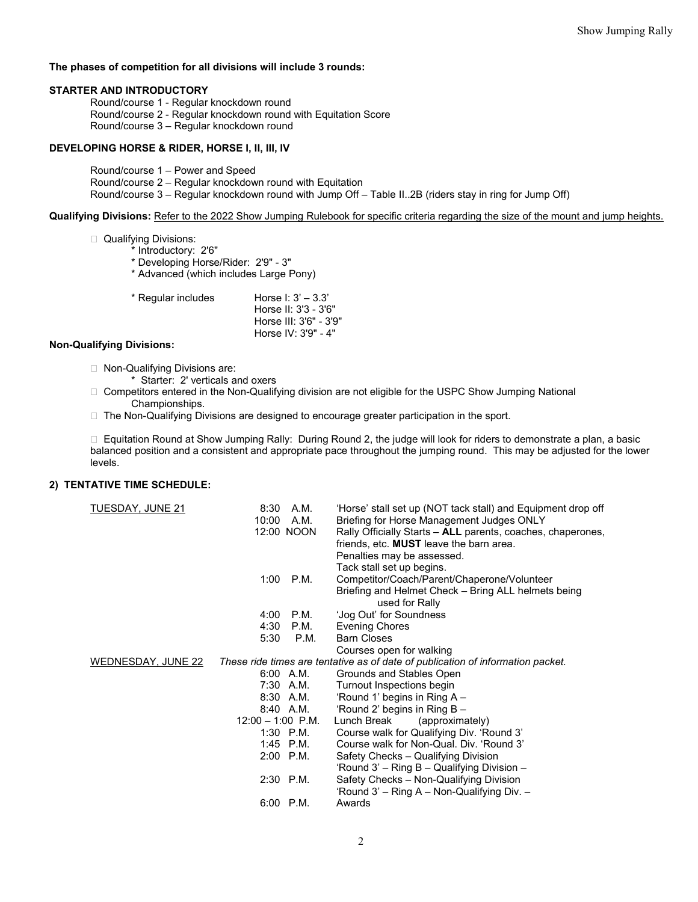**The phases of competition for all divisions will include 3 rounds:**

**STARTER AND INTRODUCTORY**

Round/course 1 - Regular knockdown round
Round/course 2 - Regular knockdown round with Equitation Score
Round/course 3 – Regular knockdown round

**DEVELOPING HORSE & RIDER, HORSE I, II, III, IV**

Round/course 1 – Power and Speed
Round/course 2 – Regular knockdown round with Equitation
Round/course 3 – Regular knockdown round with Jump Off – Table II..2B (riders stay in ring for Jump Off)

**Qualifying Divisions:** Refer to the 2022 Show Jumping Rulebook for specific criteria regarding the size of the mount and jump heights.

- Qualifying Divisions:
  - * Introductory: 2'6"
  - * Developing Horse/Rider: 2'9" - 3"
  - * Advanced (which includes Large Pony)
  - * Regular includes
    - Horse I: 3' – 3.3'
    - Horse II: 3'3 - 3'6"
    - Horse III: 3'6" - 3'9"
    - Horse IV: 3'9" - 4"

**Non-Qualifying Divisions:**

- Non-Qualifying Divisions are:
  - * Starter: 2' verticals and oxers
- Competitors entered in the Non-Qualifying division are not eligible for the USPC Show Jumping National Championships.
- The Non-Qualifying Divisions are designed to encourage greater participation in the sport.

- Equitation Round at Show Jumping Rally: During Round 2, the judge will look for riders to demonstrate a plan, a basic balanced position and a consistent and appropriate pace throughout the jumping round. This may be adjusted for the lower levels.

**2) TENTATIVE TIME SCHEDULE:**

| Day | Time | Event |
|---|---|---|
| TUESDAY, JUNE 21 | 8:30 A.M. | 'Horse' stall set up (NOT tack stall) and Equipment drop off |
| | 10:00 A.M. | Briefing for Horse Management Judges ONLY |
| | 12:00 NOON | Rally Officially Starts – **ALL** parents, coaches, chaperones, friends, etc. **MUST** leave the barn area. Penalties may be assessed. Tack stall set up begins. |
| | 1:00 P.M. | Competitor/Coach/Parent/Chaperone/Volunteer Briefing and Helmet Check – Bring ALL helmets being used for Rally |
| | 4:00 P.M. | 'Jog Out' for Soundness |
| | 4:30 P.M. | Evening Chores |
| | 5:30 P.M. | Barn Closes<br>Courses open for walking |
| WEDNESDAY, JUNE 22 | | *These ride times are tentative as of date of publication of information packet.* |
| | 6:00 A.M. | Grounds and Stables Open |
| | 7:30 A.M. | Turnout Inspections begin |
| | 8:30 A.M. | 'Round 1' begins in Ring A – |
| | 8:40 A.M. | 'Round 2' begins in Ring B – |
| | 12:00 – 1:00 P.M. | Lunch Break (approximately) |
| | 1:30 P.M. | Course walk for Qualifying Div. 'Round 3' |
| | 1:45 P.M. | Course walk for Non-Qual. Div. 'Round 3' |
| | 2:00 P.M. | Safety Checks – Qualifying Division<br>'Round 3' – Ring B – Qualifying Division – |
| | 2:30 P.M. | Safety Checks – Non-Qualifying Division<br>'Round 3' – Ring A – Non-Qualifying Div. – |
| | 6:00 P.M. | Awards |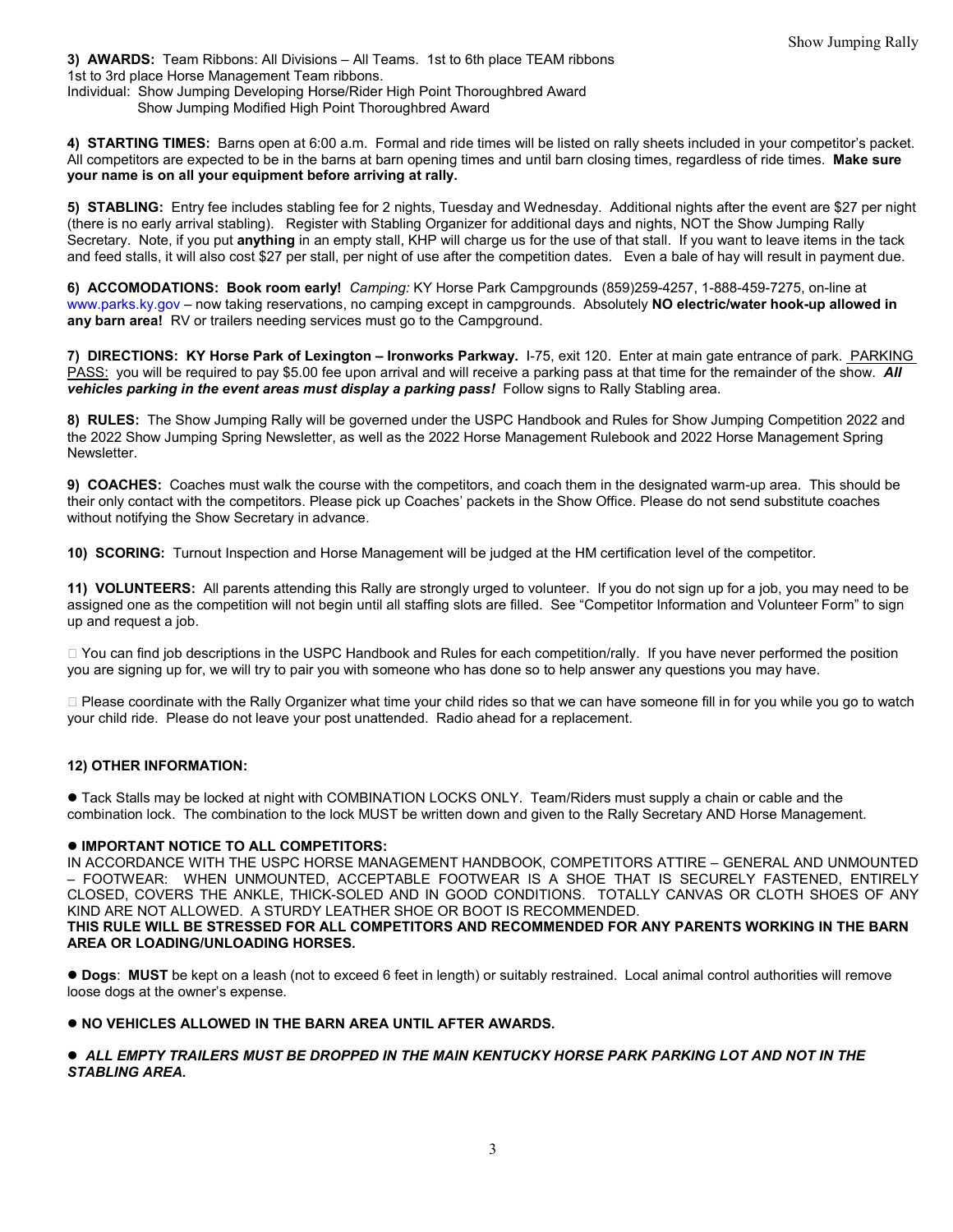**3) AWARDS:** Team Ribbons: All Divisions – All Teams. 1st to 6th place TEAM ribbons
1st to 3rd place Horse Management Team ribbons.
Individual: Show Jumping Developing Horse/Rider High Point Thoroughbred Award
Show Jumping Modified High Point Thoroughbred Award

**4) STARTING TIMES:** Barns open at 6:00 a.m. Formal and ride times will be listed on rally sheets included in your competitor's packet. All competitors are expected to be in the barns at barn opening times and until barn closing times, regardless of ride times. **Make sure your name is on all your equipment before arriving at rally.**

**5) STABLING:** Entry fee includes stabling fee for 2 nights, Tuesday and Wednesday. Additional nights after the event are $27 per night (there is no early arrival stabling). Register with Stabling Organizer for additional days and nights, NOT the Show Jumping Rally Secretary. Note, if you put **anything** in an empty stall, KHP will charge us for the use of that stall. If you want to leave items in the tack and feed stalls, it will also cost $27 per stall, per night of use after the competition dates. Even a bale of hay will result in payment due.

**6) ACCOMODATIONS: Book room early!** *Camping:* KY Horse Park Campgrounds (859)259-4257, 1-888-459-7275, on-line at www.parks.ky.gov – now taking reservations, no camping except in campgrounds. Absolutely **NO electric/water hook-up allowed in any barn area!** RV or trailers needing services must go to the Campground.

**7) DIRECTIONS: KY Horse Park of Lexington – Ironworks Parkway.** I-75, exit 120. Enter at main gate entrance of park. PARKING PASS: you will be required to pay $5.00 fee upon arrival and will receive a parking pass at that time for the remainder of the show. ***All vehicles parking in the event areas must display a parking pass!*** Follow signs to Rally Stabling area.

**8) RULES:** The Show Jumping Rally will be governed under the USPC Handbook and Rules for Show Jumping Competition 2022 and the 2022 Show Jumping Spring Newsletter, as well as the 2022 Horse Management Rulebook and 2022 Horse Management Spring Newsletter.

**9) COACHES:** Coaches must walk the course with the competitors, and coach them in the designated warm-up area. This should be their only contact with the competitors. Please pick up Coaches' packets in the Show Office. Please do not send substitute coaches without notifying the Show Secretary in advance.

**10) SCORING:** Turnout Inspection and Horse Management will be judged at the HM certification level of the competitor.

**11) VOLUNTEERS:** All parents attending this Rally are strongly urged to volunteer. If you do not sign up for a job, you may need to be assigned one as the competition will not begin until all staffing slots are filled. See "Competitor Information and Volunteer Form" to sign up and request a job.

- You can find job descriptions in the USPC Handbook and Rules for each competition/rally. If you have never performed the position you are signing up for, we will try to pair you with someone who has done so to help answer any questions you may have.

- Please coordinate with the Rally Organizer what time your child rides so that we can have someone fill in for you while you go to watch your child ride. Please do not leave your post unattended. Radio ahead for a replacement.

**12) OTHER INFORMATION:**

- Tack Stalls may be locked at night with COMBINATION LOCKS ONLY. Team/Riders must supply a chain or cable and the combination lock. The combination to the lock MUST be written down and given to the Rally Secretary AND Horse Management.

- **IMPORTANT NOTICE TO ALL COMPETITORS:**
IN ACCORDANCE WITH THE USPC HORSE MANAGEMENT HANDBOOK, COMPETITORS ATTIRE – GENERAL AND UNMOUNTED – FOOTWEAR: WHEN UNMOUNTED, ACCEPTABLE FOOTWEAR IS A SHOE THAT IS SECURELY FASTENED, ENTIRELY CLOSED, COVERS THE ANKLE, THICK-SOLED AND IN GOOD CONDITIONS. TOTALLY CANVAS OR CLOTH SHOES OF ANY KIND ARE NOT ALLOWED. A STURDY LEATHER SHOE OR BOOT IS RECOMMENDED.
**THIS RULE WILL BE STRESSED FOR ALL COMPETITORS AND RECOMMENDED FOR ANY PARENTS WORKING IN THE BARN AREA OR LOADING/UNLOADING HORSES.**

- **Dogs**: **MUST** be kept on a leash (not to exceed 6 feet in length) or suitably restrained. Local animal control authorities will remove loose dogs at the owner's expense.

- **NO VEHICLES ALLOWED IN THE BARN AREA UNTIL AFTER AWARDS.**

- ***ALL EMPTY TRAILERS MUST BE DROPPED IN THE MAIN KENTUCKY HORSE PARK PARKING LOT AND NOT IN THE STABLING AREA.***